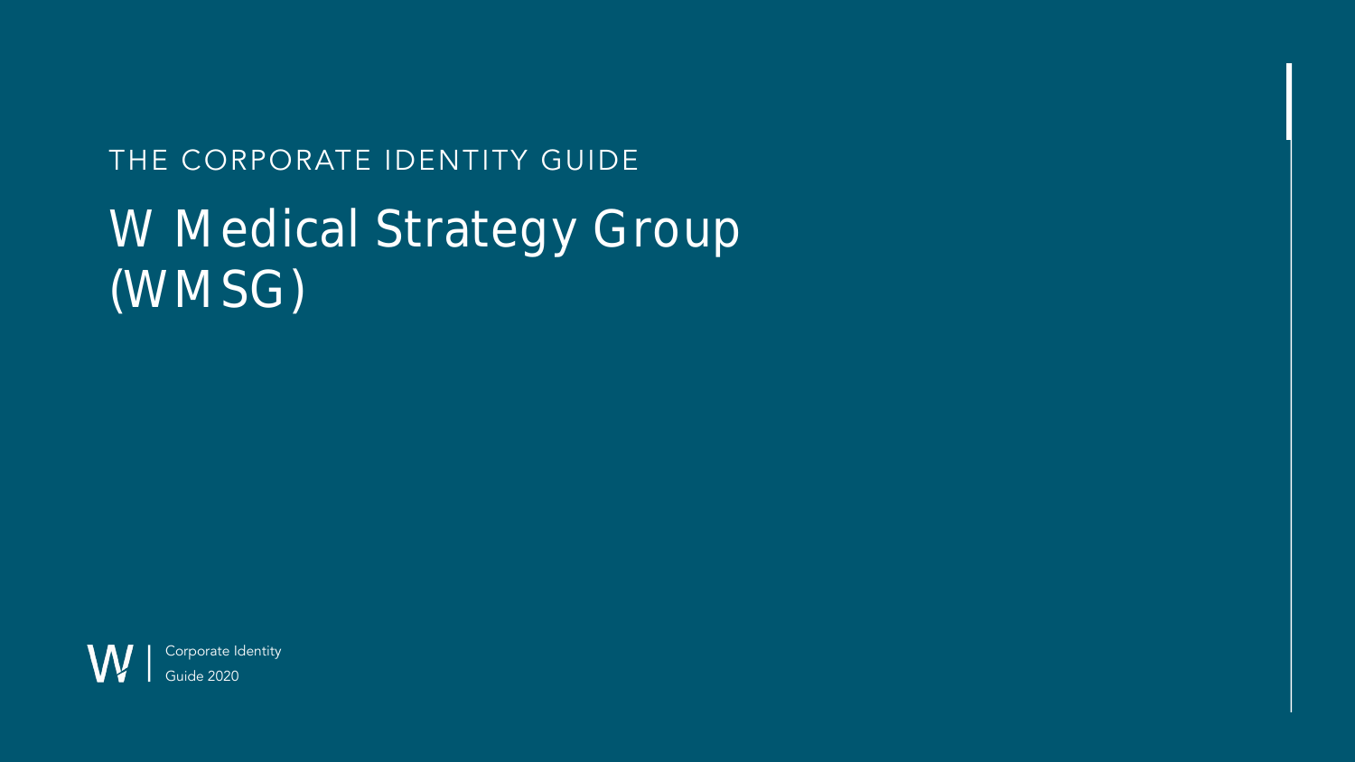THE CORPORATE IDENTITY GUIDE

# W Medical Strategy Group (WMSG)

W | Corporate Identity Guide 2020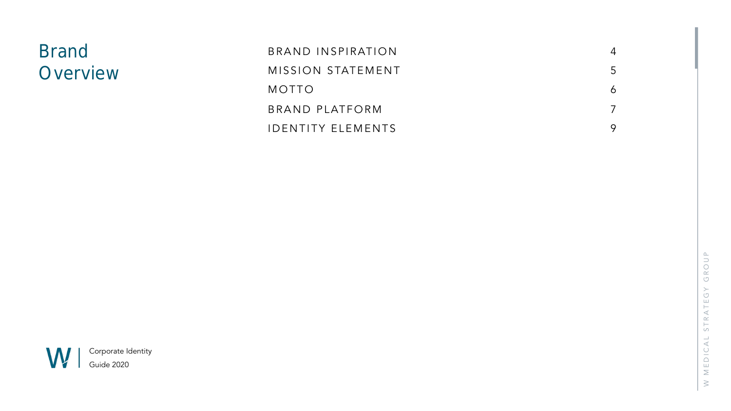# Brand Overview

| | |
|---|---|
| BRAND INSPIRATION | 4 |
| MISSION STATEMENT | 5 |
| MOTTO | 6 |
| BRAND PLATFORM | 7 |
| IDENTITY ELEMENTS | 9 |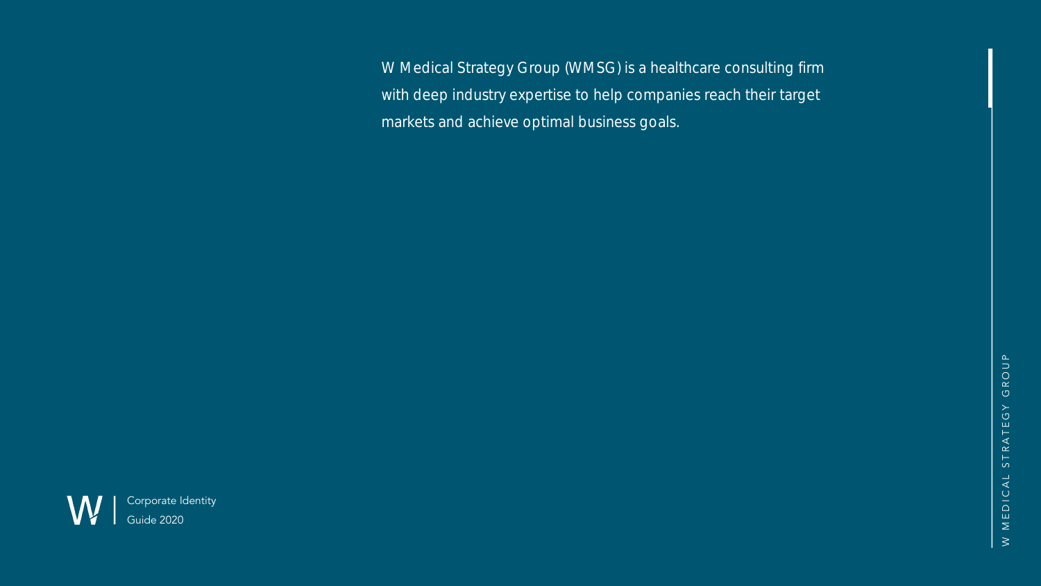W Medical Strategy Group (WMSG) is a healthcare consulting firm with deep industry expertise to help companies reach their target markets and achieve optimal business goals.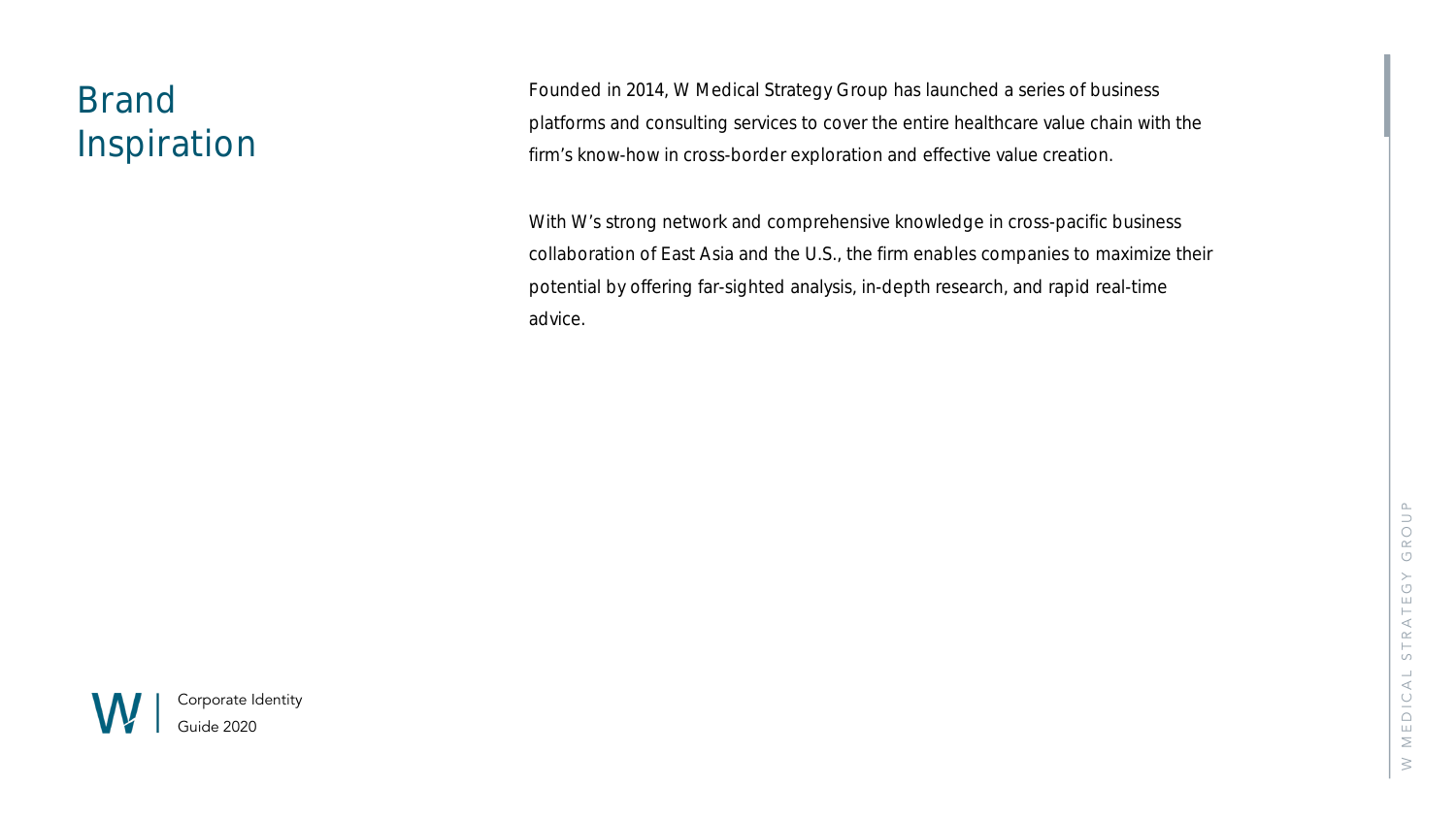# Brand Inspiration

Founded in 2014, W Medical Strategy Group has launched a series of business platforms and consulting services to cover the entire healthcare value chain with the firm's know-how in cross-border exploration and effective value creation.

With W's strong network and comprehensive knowledge in cross-pacific business collaboration of East Asia and the U.S., the firm enables companies to maximize their potential by offering far-sighted analysis, in-depth research, and rapid real-time advice.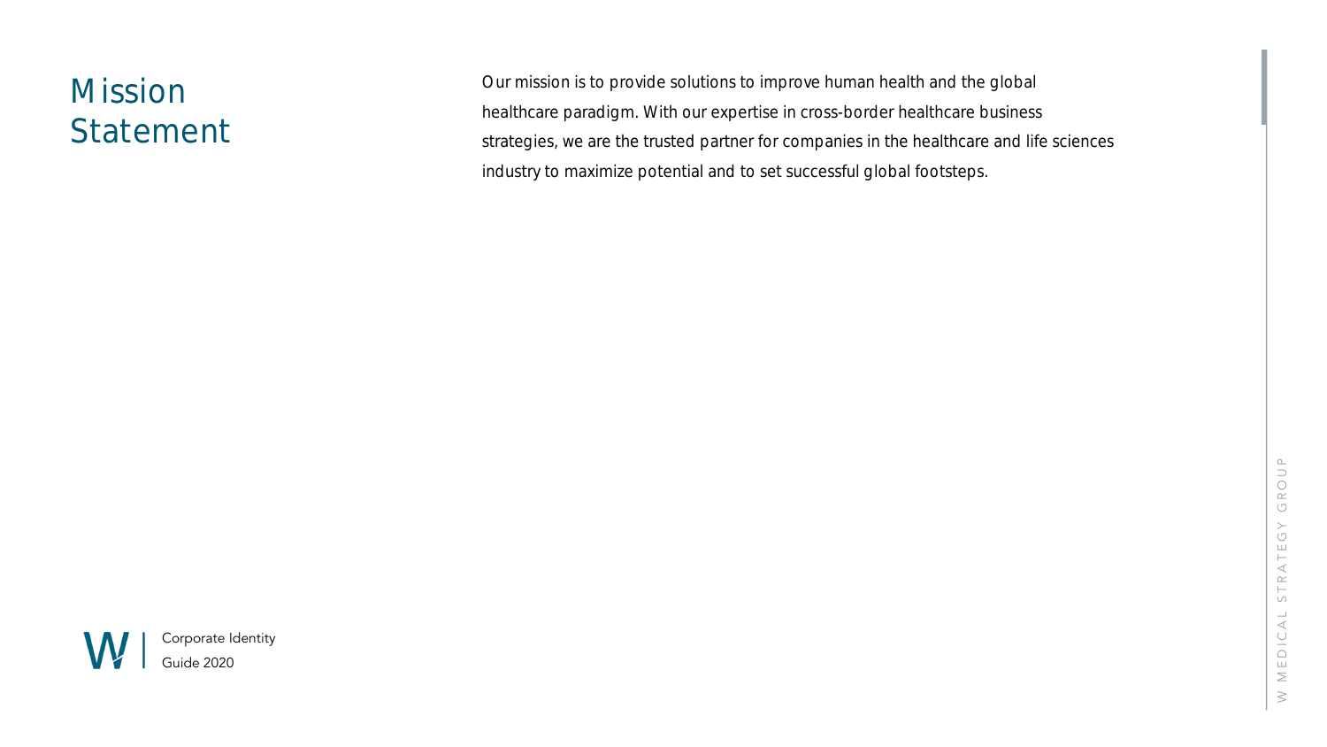# Mission Statement

Our mission is to provide solutions to improve human health and the global healthcare paradigm. With our expertise in cross-border healthcare business strategies, we are the trusted partner for companies in the healthcare and life sciences industry to maximize potential and to set successful global footsteps.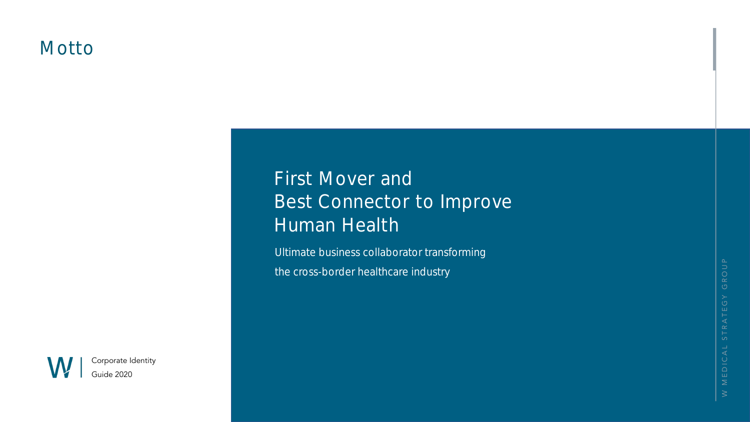# Motto

## First Mover and
## Best Connector to Improve
## Human Health

Ultimate business collaborator transforming
the cross-border healthcare industry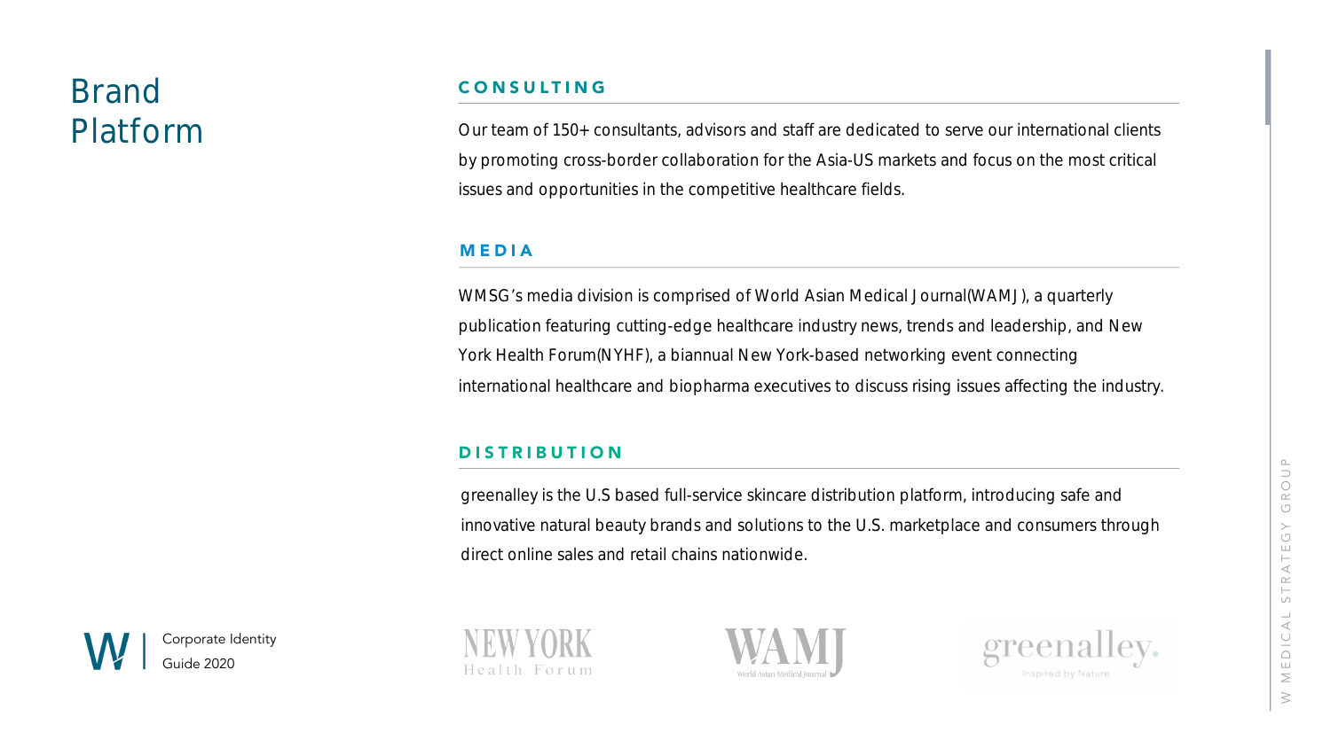# Brand Platform

## CONSULTING

Our team of 150+ consultants, advisors and staff are dedicated to serve our international clients by promoting cross-border collaboration for the Asia-US markets and focus on the most critical issues and opportunities in the competitive healthcare fields.

## MEDIA

WMSG's media division is comprised of World Asian Medical Journal(WAMJ), a quarterly publication featuring cutting-edge healthcare industry news, trends and leadership, and New York Health Forum(NYHF), a biannual New York-based networking event connecting international healthcare and biopharma executives to discuss rising issues affecting the industry.

## DISTRIBUTION

greenalley is the U.S based full-service skincare distribution platform, introducing safe and innovative natural beauty brands and solutions to the U.S. marketplace and consumers through direct online sales and retail chains nationwide.

Corporate Identity Guide 2020

NEW YORK Health Forum

WAMJ World Asian Medical Journal

greenalley. Inspired by Nature

W MEDICAL STRATEGY GROUP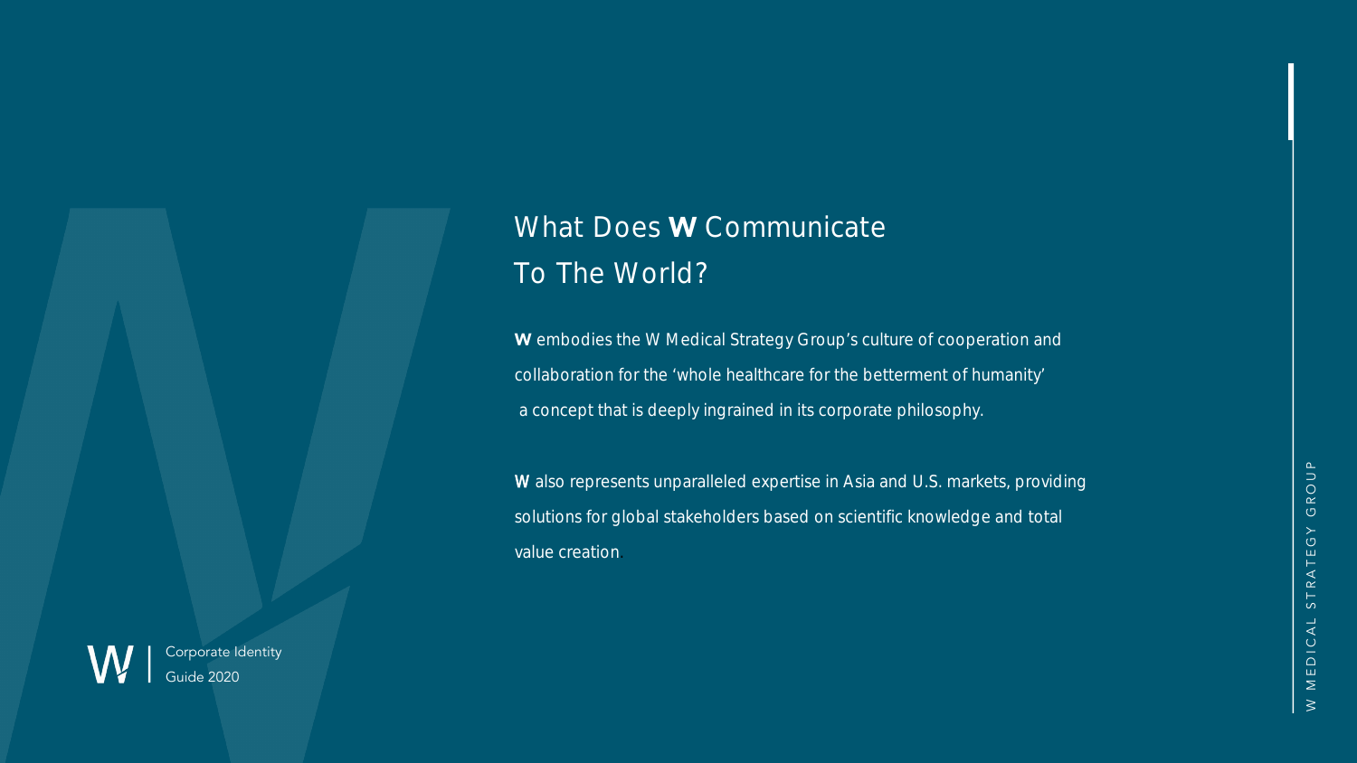# What Does **W** Communicate To The World?

**W** embodies the W Medical Strategy Group's culture of cooperation and collaboration for the 'whole healthcare for the betterment of humanity' a concept that is deeply ingrained in its corporate philosophy.

**W** also represents unparalleled expertise in Asia and U.S. markets, providing solutions for global stakeholders based on scientific knowledge and total value creation.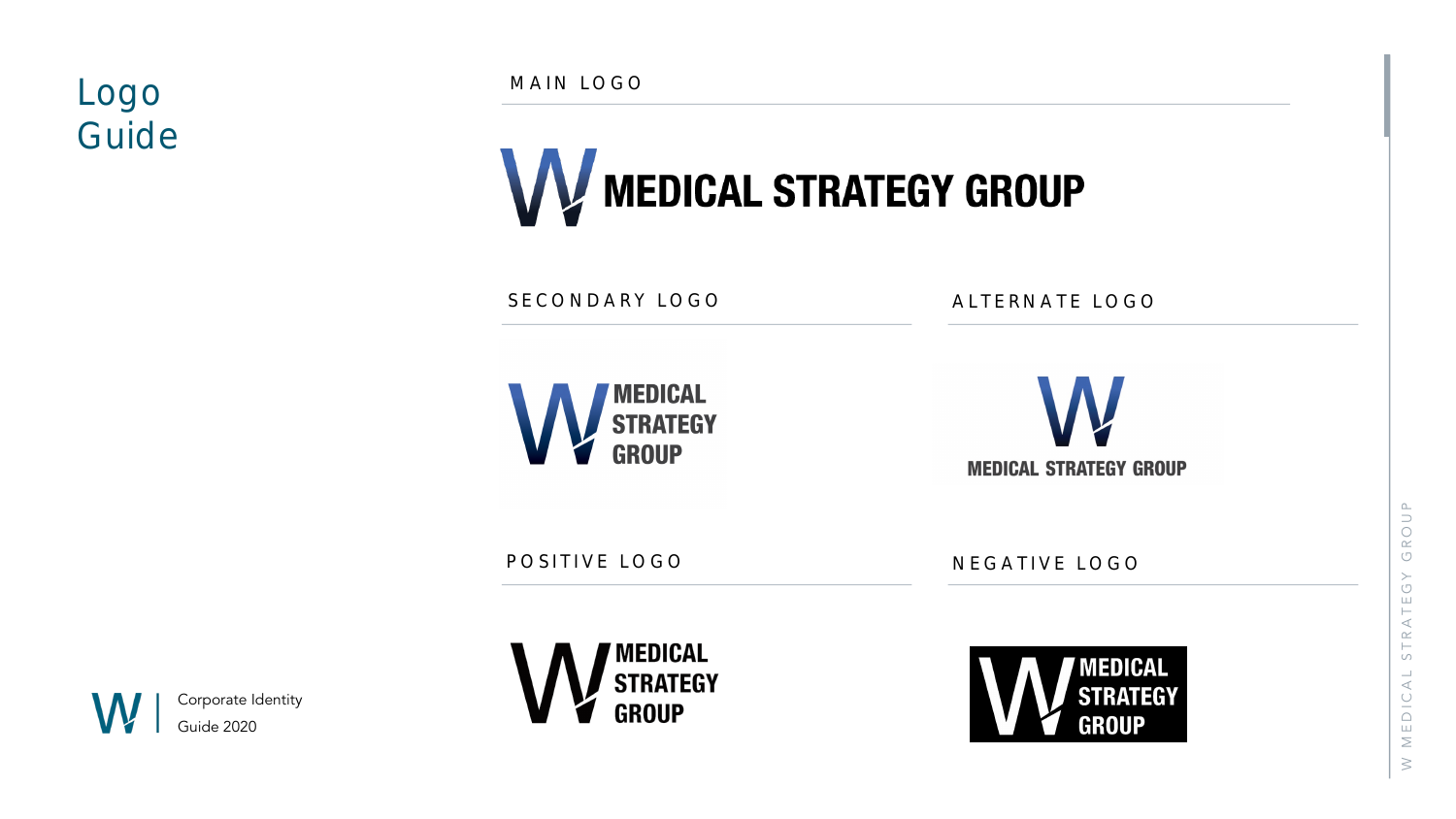# Logo Guide

## MAIN LOGO

W MEDICAL STRATEGY GROUP

## SECONDARY LOGO

W MEDICAL STRATEGY GROUP

## ALTERNATE LOGO

W MEDICAL STRATEGY GROUP

## POSITIVE LOGO

W MEDICAL STRATEGY GROUP

## NEGATIVE LOGO

W MEDICAL STRATEGY GROUP

W | Corporate Identity Guide 2020

W MEDICAL STRATEGY GROUP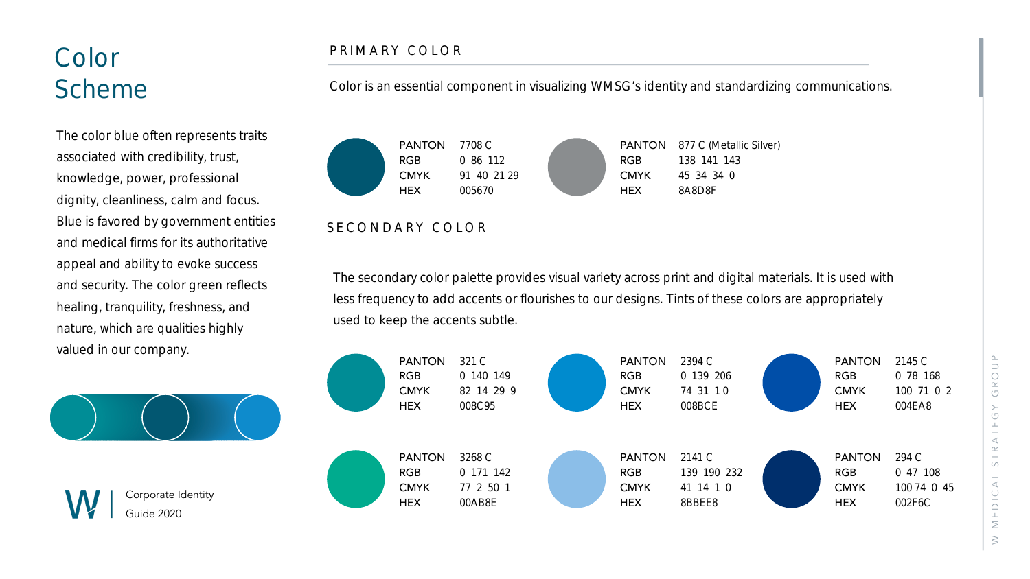# Color Scheme

The color blue often represents traits associated with credibility, trust, knowledge, power, professional dignity, cleanliness, calm and focus. Blue is favored by government entities and medical firms for its authoritative appeal and ability to evoke success and security. The color green reflects healing, tranquility, freshness, and nature, which are qualities highly valued in our company.

Corporate Identity Guide 2020

## PRIMARY COLOR

Color is an essential component in visualizing WMSG's identity and standardizing communications.

| | |
|---|---|
| PANTON | 7708 C |
| RGB | 0 86 112 |
| CMYK | 91 40 21 29 |
| HEX | 005670 |

| | |
|---|---|
| PANTON | 877 C (Metallic Silver) |
| RGB | 138 141 143 |
| CMYK | 45 34 34 0 |
| HEX | 8A8D8F |

## SECONDARY COLOR

The secondary color palette provides visual variety across print and digital materials. It is used with less frequency to add accents or flourishes to our designs. Tints of these colors are appropriately used to keep the accents subtle.

| | |
|---|---|
| PANTON | 321 C |
| RGB | 0 140 149 |
| CMYK | 82 14 29 9 |
| HEX | 008C95 |

| | |
|---|---|
| PANTON | 2394 C |
| RGB | 0 139 206 |
| CMYK | 74 31 1 0 |
| HEX | 008BCE |

| | |
|---|---|
| PANTON | 2145 C |
| RGB | 0 78 168 |
| CMYK | 100 71 0 2 |
| HEX | 004EA8 |

| | |
|---|---|
| PANTON | 3268 C |
| RGB | 0 171 142 |
| CMYK | 77 2 50 1 |
| HEX | 00AB8E |

| | |
|---|---|
| PANTON | 2141 C |
| RGB | 139 190 232 |
| CMYK | 41 14 1 0 |
| HEX | 8BBEE8 |

| | |
|---|---|
| PANTON | 294 C |
| RGB | 0 47 108 |
| CMYK | 100 74 0 45 |
| HEX | 002F6C |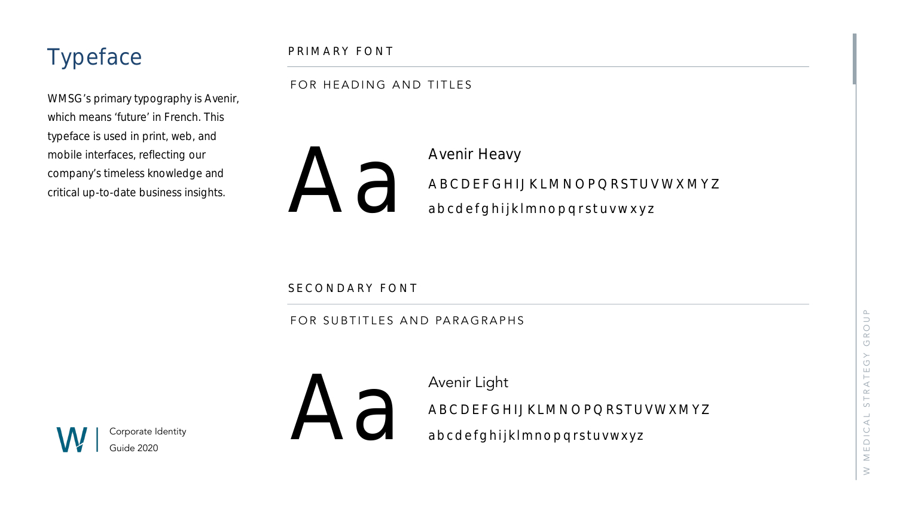# Typeface

WMSG's primary typography is Avenir, which means 'future' in French. This typeface is used in print, web, and mobile interfaces, reflecting our company's timeless knowledge and critical up-to-date business insights.

## PRIMARY FONT

### FOR HEADING AND TITLES

Aa

Avenir Heavy

A B C D E F G H I J K L M N O P Q R S T U V W X M Y Z

a b c d e f g h i j k l m n o p q r s t u v w x y z

## SECONDARY FONT

### FOR SUBTITLES AND PARAGRAPHS

Aa

Avenir Light

A B C D E F G H I J K L M N O P Q R S T U V W X M Y Z

a b c d e f g h i j k l m n o p q r s t u v w x y z

W | Corporate Identity Guide 2020

W MEDICAL STRATEGY GROUP